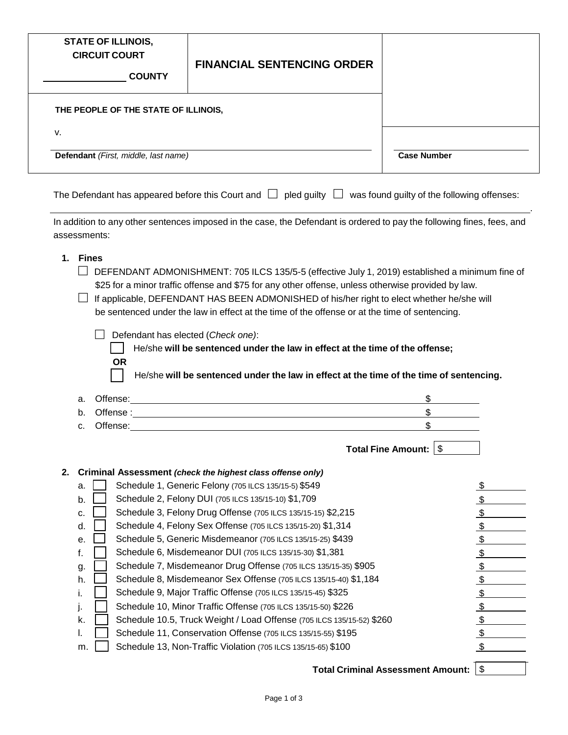| STATE OF ILLINOIS, CIRCUIT COURT ______________ COUNTY | FINANCIAL SENTENCING ORDER | |
|---|---|---|
| THE PEOPLE OF THE STATE OF ILLINOIS, | | |
| v. | | |
| ______________________________ **Defendant** *(First, middle, last name)* | | ______________ **Case Number** |

The Defendant has appeared before this Court and ☐ pled guilty ☐ was found guilty of the following offenses:

______________________________________________________________________________.

In addition to any other sentences imposed in the case, the Defendant is ordered to pay the following fines, fees, and assessments:

**1. Fines**

☐ DEFENDANT ADMONISHMENT: 705 ILCS 135/5-5 (effective July 1, 2019) established a minimum fine of $25 for a minor traffic offense and $75 for any other offense, unless otherwise provided by law.

☐ If applicable, DEFENDANT HAS BEEN ADMONISHED of his/her right to elect whether he/she will be sentenced under the law in effect at the time of the offense or at the time of sentencing.

☐ Defendant has elected (*Check one)*:

☐ He/she **will be sentenced under the law in effect at the time of the offense;**

**OR**

☐ He/she **will be sentenced under the law in effect at the time of the time of sentencing.**

a. Offense: ______________________________ $ ________

b. Offense : ______________________________ $ ________

c. Offense: ______________________________ $ ________

**Total Fine Amount:** $ ________

**2. Criminal Assessment** ***(check the highest class offense only)***

| | | | |
|---|---|---|---|
| a. | ☐ | Schedule 1, Generic Felony (705 ILCS 135/15-5) $549 | $ |
| b. | ☐ | Schedule 2, Felony DUI (705 ILCS 135/15-10) $1,709 | $ |
| c. | ☐ | Schedule 3, Felony Drug Offense (705 ILCS 135/15-15) $2,215 | $ |
| d. | ☐ | Schedule 4, Felony Sex Offense (705 ILCS 135/15-20) $1,314 | $ |
| e. | ☐ | Schedule 5, Generic Misdemeanor (705 ILCS 135/15-25) $439 | $ |
| f. | ☐ | Schedule 6, Misdemeanor DUI (705 ILCS 135/15-30) $1,381 | $ |
| g. | ☐ | Schedule 7, Misdemeanor Drug Offense (705 ILCS 135/15-35) $905 | $ |
| h. | ☐ | Schedule 8, Misdemeanor Sex Offense (705 ILCS 135/15-40) $1,184 | $ |
| i. | ☐ | Schedule 9, Major Traffic Offense (705 ILCS 135/15-45) $325 | $ |
| j. | ☐ | Schedule 10, Minor Traffic Offense (705 ILCS 135/15-50) $226 | $ |
| k. | ☐ | Schedule 10.5, Truck Weight / Load Offense (705 ILCS 135/15-52) $260 | $ |
| l. | ☐ | Schedule 11, Conservation Offense (705 ILCS 135/15-55) $195 | $ |
| m. | ☐ | Schedule 13, Non-Traffic Violation (705 ILCS 135/15-65) $100 | $ |

**Total Criminal Assessment Amount:** $ ________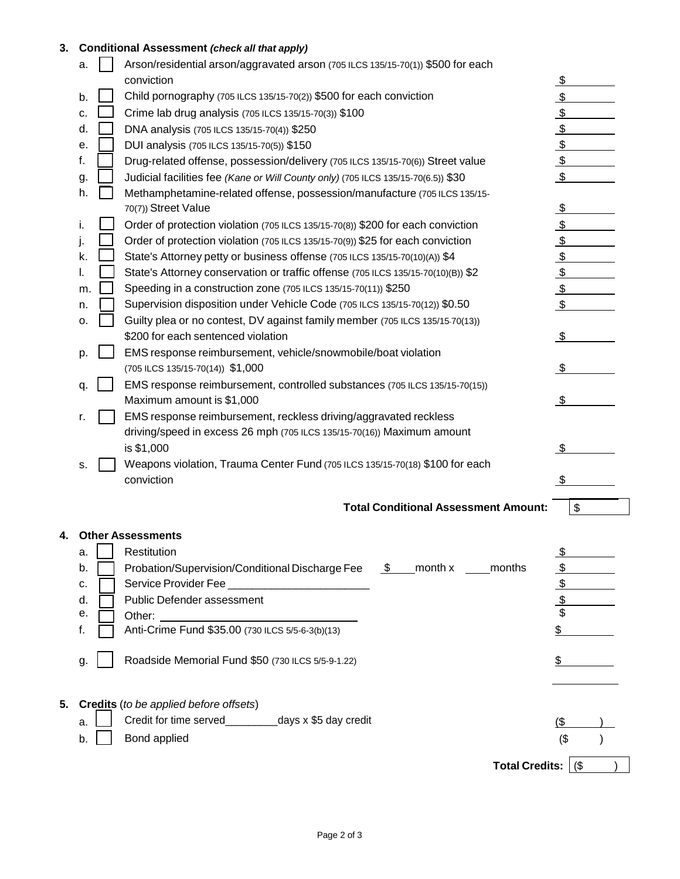### 3. Conditional Assessment *(check all that apply)*

a. ☐ Arson/residential arson/aggravated arson (705 ILCS 135/15-70(1)) $500 for each conviction — $\_\_\_\_\_\_\_\_

b. ☐ Child pornography (705 ILCS 135/15-70(2)) $500 for each conviction — $\_\_\_\_\_\_\_\_

c. ☐ Crime lab drug analysis (705 ILCS 135/15-70(3)) $100 — $\_\_\_\_\_\_\_\_

d. ☐ DNA analysis (705 ILCS 135/15-70(4)) $250 — $\_\_\_\_\_\_\_\_

e. ☐ DUI analysis (705 ILCS 135/15-70(5)) $150 — $\_\_\_\_\_\_\_\_

f. ☐ Drug-related offense, possession/delivery (705 ILCS 135/15-70(6)) Street value — $\_\_\_\_\_\_\_\_

g. ☐ Judicial facilities fee *(Kane or Will County only)* (705 ILCS 135/15-70(6.5)) $30 — $\_\_\_\_\_\_\_\_

h. ☐ Methamphetamine-related offense, possession/manufacture (705 ILCS 135/15-70(7)) Street Value — $\_\_\_\_\_\_\_\_

i. ☐ Order of protection violation (705 ILCS 135/15-70(8)) $200 for each conviction — $\_\_\_\_\_\_\_\_

j. ☐ Order of protection violation (705 ILCS 135/15-70(9)) $25 for each conviction — $\_\_\_\_\_\_\_\_

k. ☐ State's Attorney petty or business offense (705 ILCS 135/15-70(10)(A)) $4 — $\_\_\_\_\_\_\_\_

l. ☐ State's Attorney conservation or traffic offense (705 ILCS 135/15-70(10)(B)) $2 — $\_\_\_\_\_\_\_\_

m. ☐ Speeding in a construction zone (705 ILCS 135/15-70(11)) $250 — $\_\_\_\_\_\_\_\_

n. ☐ Supervision disposition under Vehicle Code (705 ILCS 135/15-70(12)) $0.50 — $\_\_\_\_\_\_\_\_

o. ☐ Guilty plea or no contest, DV against family member (705 ILCS 135/15-70(13)) $200 for each sentenced violation — $\_\_\_\_\_\_\_\_

p. ☐ EMS response reimbursement, vehicle/snowmobile/boat violation (705 ILCS 135/15-70(14)) $1,000 — $\_\_\_\_\_\_\_\_

q. ☐ EMS response reimbursement, controlled substances (705 ILCS 135/15-70(15)) Maximum amount is $1,000 — $\_\_\_\_\_\_\_\_

r. ☐ EMS response reimbursement, reckless driving/aggravated reckless driving/speed in excess 26 mph (705 ILCS 135/15-70(16)) Maximum amount is $1,000 — $\_\_\_\_\_\_\_\_

s. ☐ Weapons violation, Trauma Center Fund (705 ILCS 135/15-70(18) $100 for each conviction — $\_\_\_\_\_\_\_\_

**Total Conditional Assessment Amount:** $\_\_\_\_\_\_\_\_

### 4. Other Assessments

a. ☐ Restitution — $\_\_\_\_\_\_\_\_

b. ☐ Probation/Supervision/Conditional Discharge Fee $\_\_\_\_ month x \_\_\_\_ months — $\_\_\_\_\_\_\_\_

c. ☐ Service Provider Fee \_\_\_\_\_\_\_\_\_\_\_\_\_\_\_\_\_\_\_\_\_\_\_\_ — $\_\_\_\_\_\_\_\_

d. ☐ Public Defender assessment — $\_\_\_\_\_\_\_\_

e. ☐ Other: \_\_\_\_\_\_\_\_\_\_\_\_\_\_\_\_\_\_\_\_\_\_\_\_\_\_\_\_\_\_\_\_ — $\_\_\_\_\_\_\_\_

f. ☐ Anti-Crime Fund $35.00 (730 ILCS 5/5-6-3(b)(13) — $\_\_\_\_\_\_\_\_

g. ☐ Roadside Memorial Fund $50 (730 ILCS 5/5-9-1.22) — $\_\_\_\_\_\_\_\_

### 5. **Credits** (*to be applied before offsets*)

a. ☐ Credit for time served\_\_\_\_\_\_\_\_\_days x $5 day credit — ($\_\_\_\_\_\_)

b. ☐ Bond applied — ($\_\_\_\_\_\_)

**Total Credits:** ($\_\_\_\_\_\_)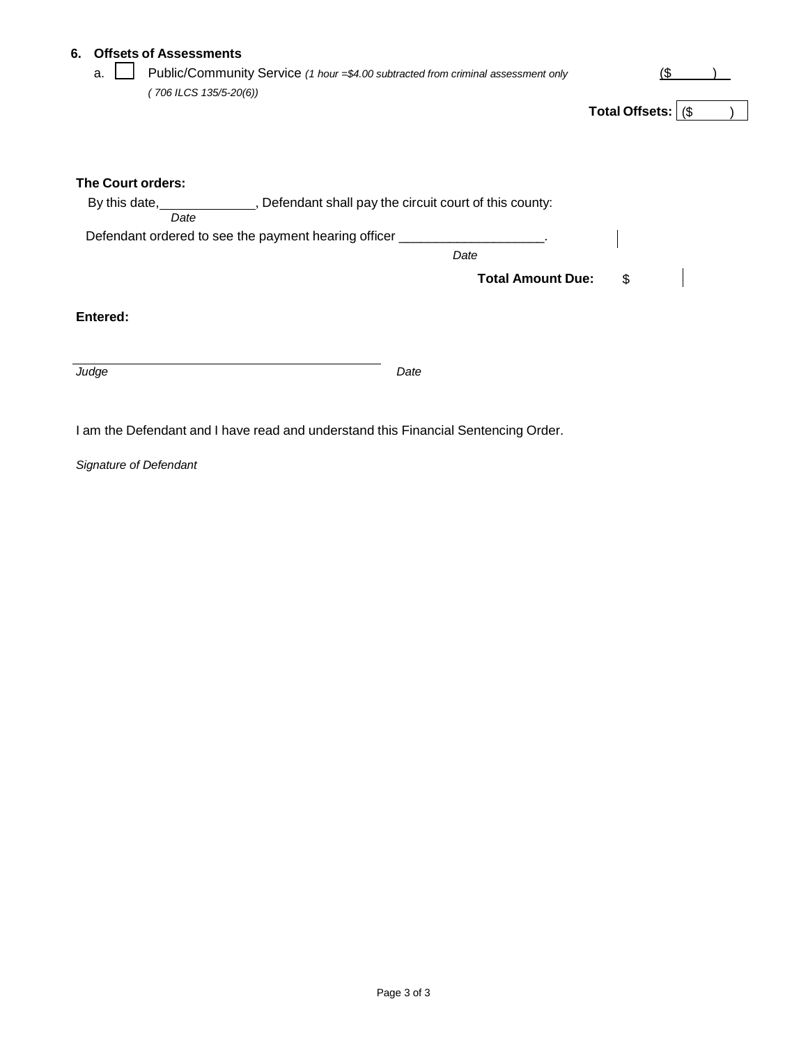**6. Offsets of Assessments**

a. ☐ Public/Community Service *(1 hour =$4.00 subtracted from criminal assessment only ( 706 ILCS 135/5-20(6))* ($ )

**Total Offsets:** ($ )

**The Court orders:**

By this date,\_\_\_\_\_\_\_\_\_\_\_\_\_, Defendant shall pay the circuit court of this county:
*Date*

Defendant ordered to see the payment hearing officer \_\_\_\_\_\_\_\_\_\_\_\_\_\_\_\_\_\_\_\_.
*Date*

**Total Amount Due:** $

**Entered:**

\_\_\_\_\_\_\_\_\_\_\_\_\_\_\_\_\_\_\_\_\_\_\_\_\_\_\_\_\_\_\_\_\_\_\_\_\_\_\_\_
*Judge* *Date*

I am the Defendant and I have read and understand this Financial Sentencing Order.

*Signature of Defendant*